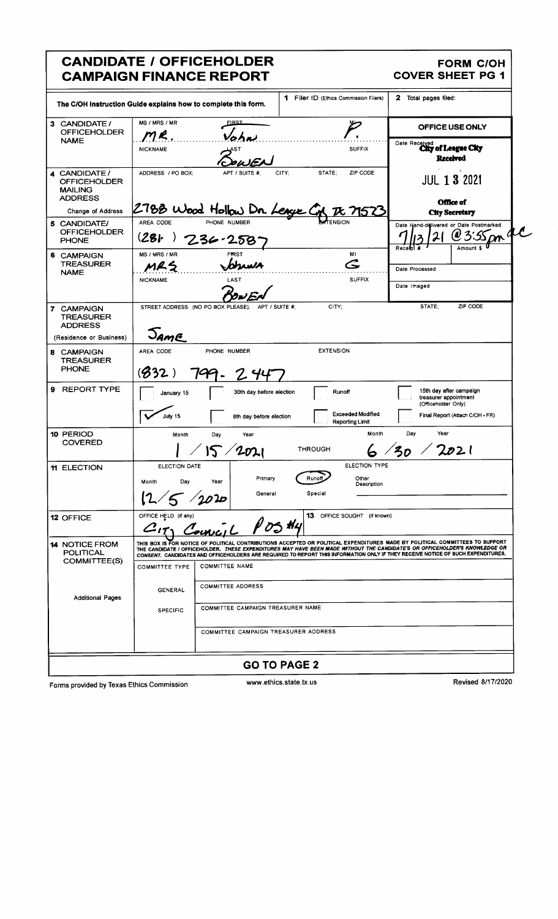# CANDIDATE / OFFICEHOLDER CAMPAIGN FINANCE REPORT

**FORM C/OH COVER SHEET PG 1**

The C/OH Instruction Guide explains how to complete this form.

**1** Filer ID (Ethics Commission Filers):

**2** Total pages filed:

| | | |
|---|---|---|
| **3 CANDIDATE / OFFICEHOLDER NAME** | MS / MRS / MR: MR. FIRST: John MI: P. NICKNAME: LAST: BOWEN SUFFIX: | **OFFICE USE ONLY** Date Received: City of League City Received JUL 13 2021 Office of City Secretary |
| **4 CANDIDATE / OFFICEHOLDER MAILING ADDRESS** (Change of Address) | ADDRESS / PO BOX; APT / SUITE #; CITY; STATE; ZIP CODE: 2788 Wood Hollow Dr League City TX 77573 | |
| **5 CANDIDATE/ OFFICEHOLDER PHONE** | AREA CODE: (281) PHONE NUMBER: 236-2587 EXTENSION: | Date Hand-delivered or Date Postmarked: 7/13/21 @ 3:55pm ac Receipt # Amount $ |
| **6 CAMPAIGN TREASURER NAME** | MS / MRS / MR: MRS FIRST: Johnna MI: G NICKNAME: LAST: BOWEN SUFFIX: | Date Processed / Date Imaged |
| **7 CAMPAIGN TREASURER ADDRESS** (Residence or Business) | STREET ADDRESS (NO PO BOX PLEASE); APT / SUITE #; CITY; STATE; ZIP CODE: SAME | |
| **8 CAMPAIGN TREASURER PHONE** | AREA CODE: (832) PHONE NUMBER: 799-2447 EXTENSION: | |

**9 REPORT TYPE**

- [ ] January 15
- [x] July 15
- [ ] 30th day before election
- [ ] 8th day before election
- [ ] Runoff
- [ ] Exceeded Modified Reporting Limit
- [ ] 15th day after campaign treasurer appointment (Officeholder Only)
- [ ] Final Report (Attach C/OH - FR)

**10 PERIOD COVERED**: 1 / 15 / 2021 THROUGH 6 / 30 / 2021

**11 ELECTION**: ELECTION DATE: 12 / 5 / 2020 — ELECTION TYPE: Primary / **Runoff** (circled) / Other Description / General / Special

**12 OFFICE**: OFFICE HELD (if any): City Council Pos #4

**13** OFFICE SOUGHT (if known):

**14 NOTICE FROM POLITICAL COMMITTEE(S)**

THIS BOX IS FOR NOTICE OF POLITICAL CONTRIBUTIONS ACCEPTED OR POLITICAL EXPENDITURES MADE BY POLITICAL COMMITTEES TO SUPPORT THE CANDIDATE / OFFICEHOLDER. *THESE EXPENDITURES MAY HAVE BEEN MADE WITHOUT THE CANDIDATE'S OR OFFICEHOLDER'S KNOWLEDGE OR CONSENT.* CANDIDATES AND OFFICEHOLDERS ARE REQUIRED TO REPORT THIS INFORMATION ONLY IF THEY RECEIVE NOTICE OF SUCH EXPENDITURES.

| COMMITTEE TYPE | |
|---|---|
| | COMMITTEE NAME |
| GENERAL | COMMITTEE ADDRESS |
| SPECIFIC | COMMITTEE CAMPAIGN TREASURER NAME |
| | COMMITTEE CAMPAIGN TREASURER ADDRESS |

Additional Pages

**GO TO PAGE 2**

Forms provided by Texas Ethics Commission — www.ethics.state.tx.us — Revised 8/17/2020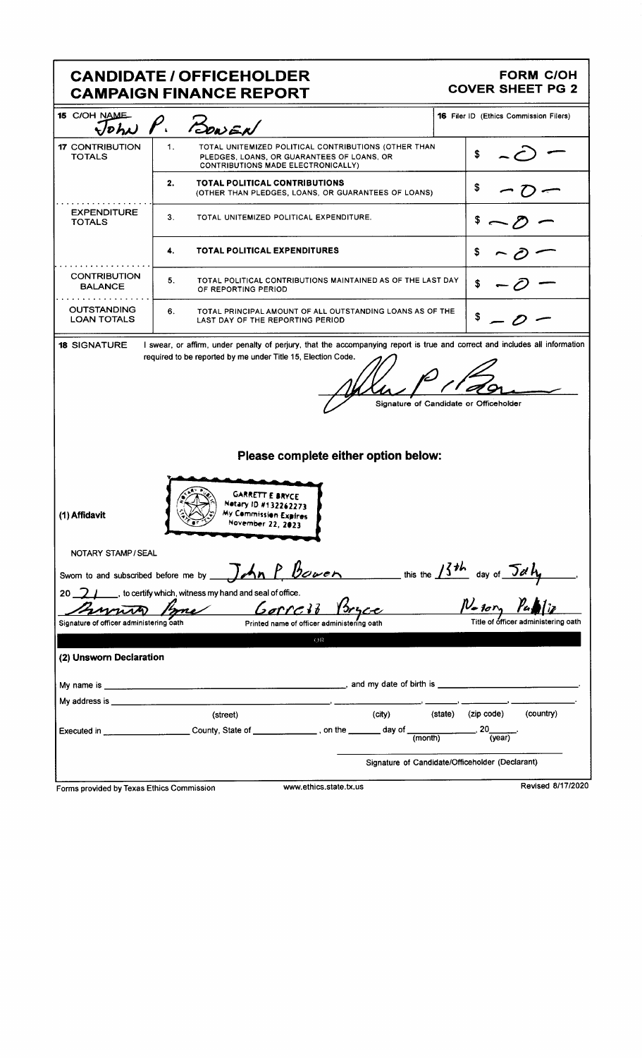# CANDIDATE / OFFICEHOLDER CAMPAIGN FINANCE REPORT

**FORM C/OH COVER SHEET PG 2**

| | | | |
|---|---|---|---|
| **15** C/OH NAME | John P. Bowen | | **16** Filer ID (Ethics Commission Filers) |
| **17** CONTRIBUTION TOTALS | 1. | TOTAL UNITEMIZED POLITICAL CONTRIBUTIONS (OTHER THAN PLEDGES, LOANS, OR GUARANTEES OF LOANS, OR CONTRIBUTIONS MADE ELECTRONICALLY) | $ -0- |
| | 2. | **TOTAL POLITICAL CONTRIBUTIONS** (OTHER THAN PLEDGES, LOANS, OR GUARANTEES OF LOANS) | $ -0- |
| EXPENDITURE TOTALS | 3. | TOTAL UNITEMIZED POLITICAL EXPENDITURE. | $ -0- |
| | 4. | **TOTAL POLITICAL EXPENDITURES** | $ -0- |
| CONTRIBUTION BALANCE | 5. | TOTAL POLITICAL CONTRIBUTIONS MAINTAINED AS OF THE LAST DAY OF REPORTING PERIOD | $ -0- |
| OUTSTANDING LOAN TOTALS | 6. | TOTAL PRINCIPAL AMOUNT OF ALL OUTSTANDING LOANS AS OF THE LAST DAY OF THE REPORTING PERIOD | $ -0- |

**18** SIGNATURE

I swear, or affirm, under penalty of perjury, that the accompanying report is true and correct and includes all information required to be reported by me under Title 15, Election Code.

[Signature]

Signature of Candidate or Officeholder

## Please complete either option below:

**(1) Affidavit**

GARRETT E BRYCE
Notary ID #132262273
My Commission Expires
November 22, 2023

NOTARY STAMP / SEAL

Sworn to and subscribed before me by John P. Bowen this the 13th day of July, 20 21, to certify which, witness my hand and seal of office.

| [Signature] | Garrett Bryce | Notary Public |
|---|---|---|
| Signature of officer administering oath | Printed name of officer administering oath | Title of officer administering oath |

OR

**(2) Unsworn Declaration**

My name is ______________________, and my date of birth is ______________.

My address is ______________________, ______________, ______, ______________, ______________.
(street) (city) (state) (zip code) (country)

Executed in ______________ County, State of ______________, on the ______ day of ______________ (month), 20______ (year).

______________________________
Signature of Candidate/Officeholder (Declarant)

Forms provided by Texas Ethics Commission www.ethics.state.tx.us Revised 8/17/2020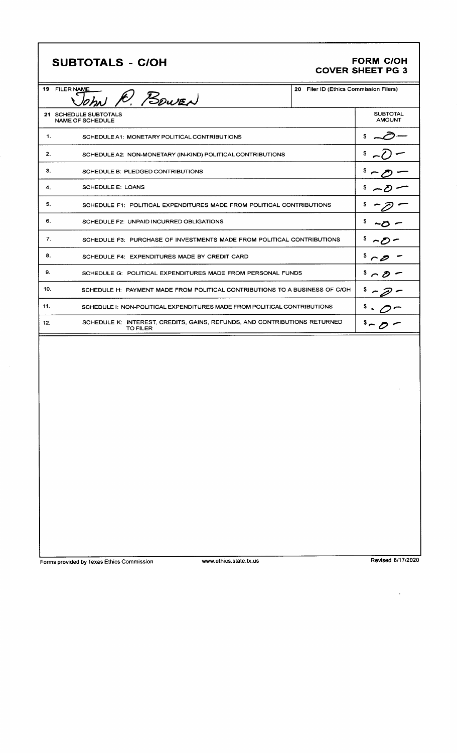## SUBTOTALS - C/OH

## FORM C/OH COVER SHEET PG 3

| 19 FILER NAME | 20 Filer ID (Ethics Commission Filers) |
|---|---|
| John P. Bowen | |

| 21 SCHEDULE SUBTOTALS NAME OF SCHEDULE | | SUBTOTAL AMOUNT |
|---|---|---|
| 1. | SCHEDULE A1: MONETARY POLITICAL CONTRIBUTIONS | $ -0- |
| 2. | SCHEDULE A2: NON-MONETARY (IN-KIND) POLITICAL CONTRIBUTIONS | $ -0- |
| 3. | SCHEDULE B: PLEDGED CONTRIBUTIONS | $ -0- |
| 4. | SCHEDULE E: LOANS | $ -0- |
| 5. | SCHEDULE F1: POLITICAL EXPENDITURES MADE FROM POLITICAL CONTRIBUTIONS | $ -0- |
| 6. | SCHEDULE F2: UNPAID INCURRED OBLIGATIONS | $ -0- |
| 7. | SCHEDULE F3: PURCHASE OF INVESTMENTS MADE FROM POLITICAL CONTRIBUTIONS | $ -0- |
| 8. | SCHEDULE F4: EXPENDITURES MADE BY CREDIT CARD | $ -0- |
| 9. | SCHEDULE G: POLITICAL EXPENDITURES MADE FROM PERSONAL FUNDS | $ -0- |
| 10. | SCHEDULE H: PAYMENT MADE FROM POLITICAL CONTRIBUTIONS TO A BUSINESS OF C/OH | $ -0- |
| 11. | SCHEDULE I: NON-POLITICAL EXPENDITURES MADE FROM POLITICAL CONTRIBUTIONS | $ -0- |
| 12. | SCHEDULE K: INTEREST, CREDITS, GAINS, REFUNDS, AND CONTRIBUTIONS RETURNED TO FILER | $ -0- |

Forms provided by Texas Ethics Commission www.ethics.state.tx.us Revised 8/17/2020